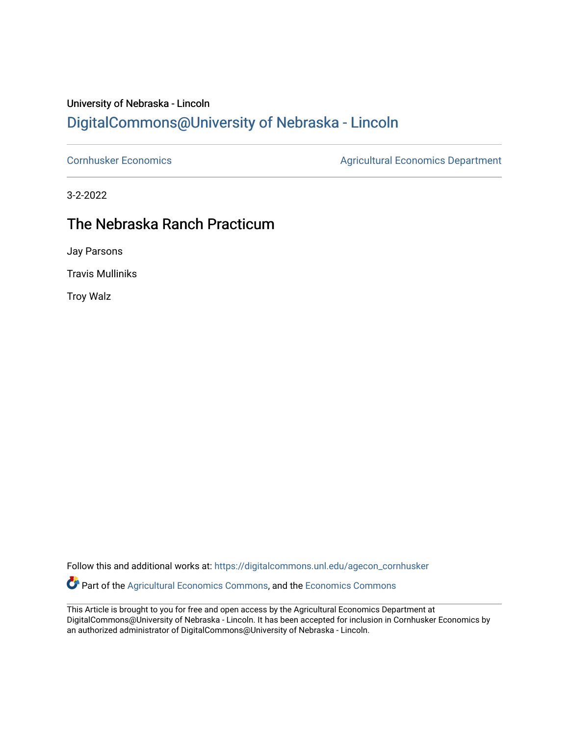University of Nebraska - Lincoln

DigitalCommons@University of Nebraska - Lincoln

Cornhusker Economics

Agricultural Economics Department

3-2-2022

# The Nebraska Ranch Practicum

Jay Parsons

Travis Mulliniks

Troy Walz

Follow this and additional works at: https://digitalcommons.unl.edu/agecon_cornhusker

Part of the Agricultural Economics Commons, and the Economics Commons

This Article is brought to you for free and open access by the Agricultural Economics Department at DigitalCommons@University of Nebraska - Lincoln. It has been accepted for inclusion in Cornhusker Economics by an authorized administrator of DigitalCommons@University of Nebraska - Lincoln.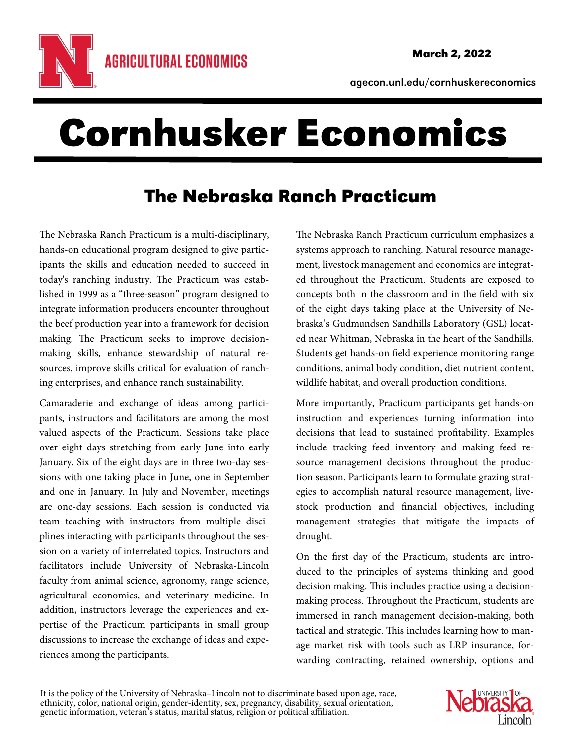# Cornhusker Economics

## The Nebraska Ranch Practicum

The Nebraska Ranch Practicum is a multi-disciplinary, hands-on educational program designed to give participants the skills and education needed to succeed in today's ranching industry. The Practicum was established in 1999 as a "three-season" program designed to integrate information producers encounter throughout the beef production year into a framework for decision making. The Practicum seeks to improve decision-making skills, enhance stewardship of natural resources, improve skills critical for evaluation of ranching enterprises, and enhance ranch sustainability.

Camaraderie and exchange of ideas among participants, instructors and facilitators are among the most valued aspects of the Practicum. Sessions take place over eight days stretching from early June into early January. Six of the eight days are in three two-day sessions with one taking place in June, one in September and one in January. In July and November, meetings are one-day sessions. Each session is conducted via team teaching with instructors from multiple disciplines interacting with participants throughout the session on a variety of interrelated topics. Instructors and facilitators include University of Nebraska-Lincoln faculty from animal science, agronomy, range science, agricultural economics, and veterinary medicine. In addition, instructors leverage the experiences and expertise of the Practicum participants in small group discussions to increase the exchange of ideas and experiences among the participants.

The Nebraska Ranch Practicum curriculum emphasizes a systems approach to ranching. Natural resource management, livestock management and economics are integrated throughout the Practicum. Students are exposed to concepts both in the classroom and in the field with six of the eight days taking place at the University of Nebraska's Gudmundsen Sandhills Laboratory (GSL) located near Whitman, Nebraska in the heart of the Sandhills. Students get hands-on field experience monitoring range conditions, animal body condition, diet nutrient content, wildlife habitat, and overall production conditions.

More importantly, Practicum participants get hands-on instruction and experiences turning information into decisions that lead to sustained profitability. Examples include tracking feed inventory and making feed resource management decisions throughout the production season. Participants learn to formulate grazing strategies to accomplish natural resource management, livestock production and financial objectives, including management strategies that mitigate the impacts of drought.

On the first day of the Practicum, students are introduced to the principles of systems thinking and good decision making. This includes practice using a decision-making process. Throughout the Practicum, students are immersed in ranch management decision-making, both tactical and strategic. This includes learning how to manage market risk with tools such as LRP insurance, forwarding contracting, retained ownership, options and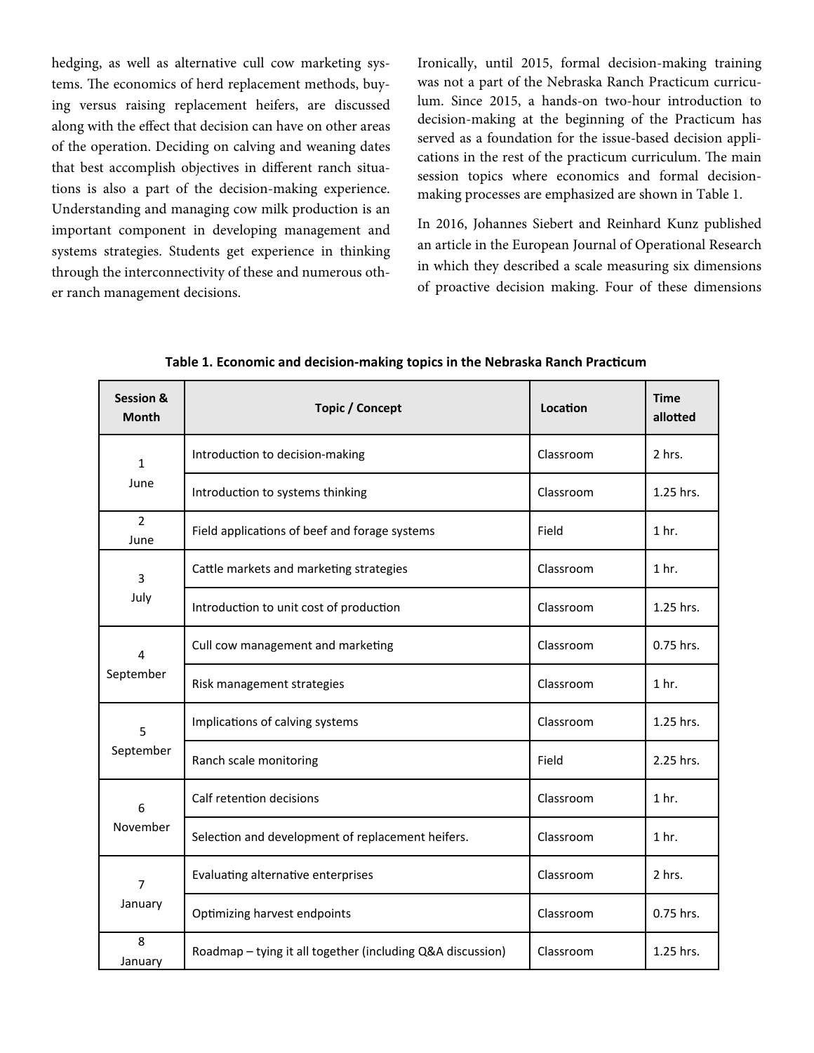hedging, as well as alternative cull cow marketing systems. The economics of herd replacement methods, buying versus raising replacement heifers, are discussed along with the effect that decision can have on other areas of the operation. Deciding on calving and weaning dates that best accomplish objectives in different ranch situations is also a part of the decision-making experience. Understanding and managing cow milk production is an important component in developing management and systems strategies. Students get experience in thinking through the interconnectivity of these and numerous other ranch management decisions.

Ironically, until 2015, formal decision-making training was not a part of the Nebraska Ranch Practicum curriculum. Since 2015, a hands-on two-hour introduction to decision-making at the beginning of the Practicum has served as a foundation for the issue-based decision applications in the rest of the practicum curriculum. The main session topics where economics and formal decision-making processes are emphasized are shown in Table 1.

In 2016, Johannes Siebert and Reinhard Kunz published an article in the European Journal of Operational Research in which they described a scale measuring six dimensions of proactive decision making. Four of these dimensions

**Table 1. Economic and decision-making topics in the Nebraska Ranch Practicum**

| Session & Month | Topic / Concept | Location | Time allotted |
|---|---|---|---|
| 1 June | Introduction to decision-making | Classroom | 2 hrs. |
| | Introduction to systems thinking | Classroom | 1.25 hrs. |
| 2 June | Field applications of beef and forage systems | Field | 1 hr. |
| 3 July | Cattle markets and marketing strategies | Classroom | 1 hr. |
| | Introduction to unit cost of production | Classroom | 1.25 hrs. |
| 4 September | Cull cow management and marketing | Classroom | 0.75 hrs. |
| | Risk management strategies | Classroom | 1 hr. |
| 5 September | Implications of calving systems | Classroom | 1.25 hrs. |
| | Ranch scale monitoring | Field | 2.25 hrs. |
| 6 November | Calf retention decisions | Classroom | 1 hr. |
| | Selection and development of replacement heifers. | Classroom | 1 hr. |
| 7 January | Evaluating alternative enterprises | Classroom | 2 hrs. |
| | Optimizing harvest endpoints | Classroom | 0.75 hrs. |
| 8 January | Roadmap – tying it all together (including Q&A discussion) | Classroom | 1.25 hrs. |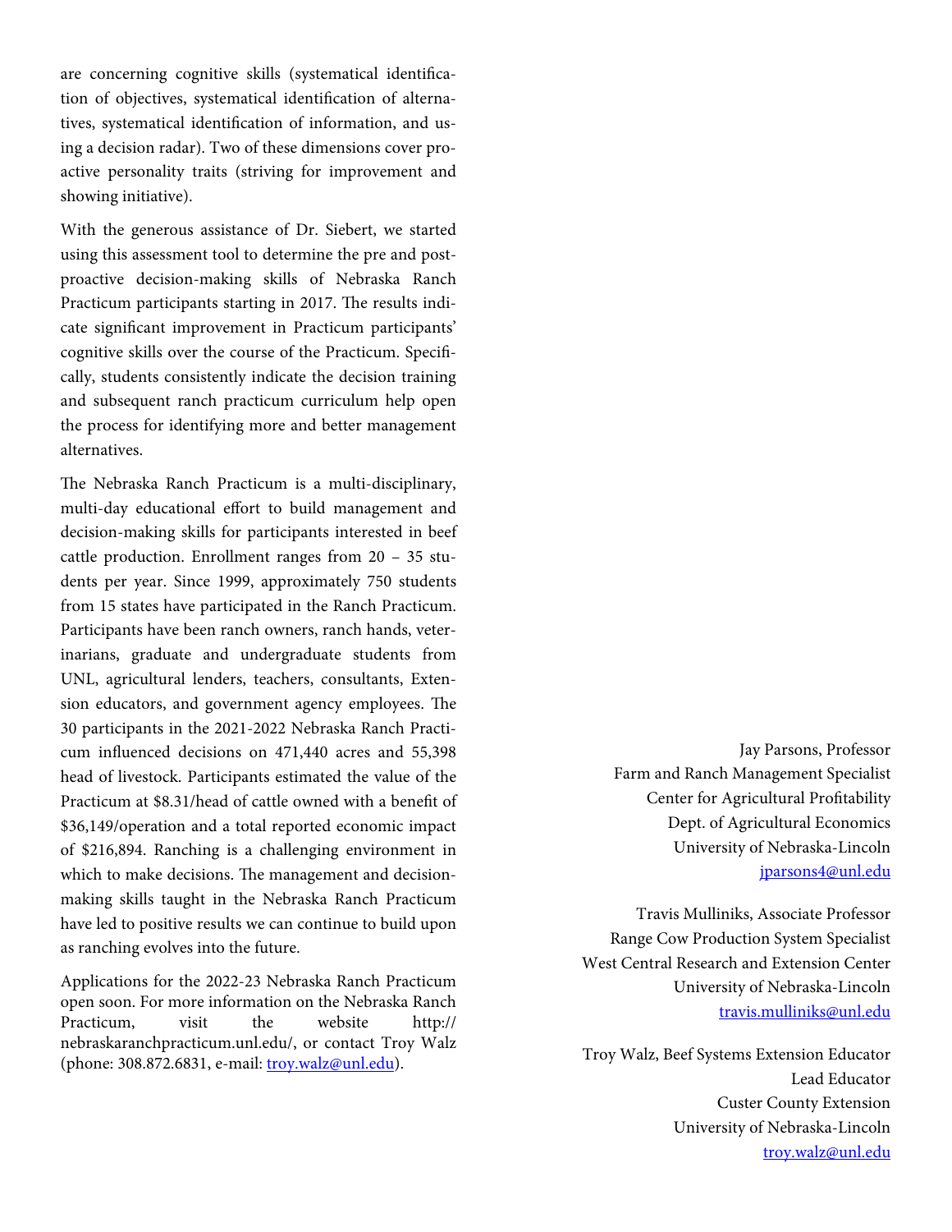are concerning cognitive skills (systematical identification of objectives, systematical identification of alternatives, systematical identification of information, and using a decision radar). Two of these dimensions cover proactive personality traits (striving for improvement and showing initiative).

With the generous assistance of Dr. Siebert, we started using this assessment tool to determine the pre and post-proactive decision-making skills of Nebraska Ranch Practicum participants starting in 2017. The results indicate significant improvement in Practicum participants' cognitive skills over the course of the Practicum. Specifically, students consistently indicate the decision training and subsequent ranch practicum curriculum help open the process for identifying more and better management alternatives.

The Nebraska Ranch Practicum is a multi-disciplinary, multi-day educational effort to build management and decision-making skills for participants interested in beef cattle production. Enrollment ranges from 20 – 35 students per year. Since 1999, approximately 750 students from 15 states have participated in the Ranch Practicum. Participants have been ranch owners, ranch hands, veterinarians, graduate and undergraduate students from UNL, agricultural lenders, teachers, consultants, Extension educators, and government agency employees. The 30 participants in the 2021-2022 Nebraska Ranch Practicum influenced decisions on 471,440 acres and 55,398 head of livestock. Participants estimated the value of the Practicum at $8.31/head of cattle owned with a benefit of $36,149/operation and a total reported economic impact of $216,894. Ranching is a challenging environment in which to make decisions. The management and decision-making skills taught in the Nebraska Ranch Practicum have led to positive results we can continue to build upon as ranching evolves into the future.

Applications for the 2022-23 Nebraska Ranch Practicum open soon. For more information on the Nebraska Ranch Practicum, visit the website http://nebraskaranchpracticum.unl.edu/, or contact Troy Walz (phone: 308.872.6831, e-mail: troy.walz@unl.edu).

Jay Parsons, Professor
Farm and Ranch Management Specialist
Center for Agricultural Profitability
Dept. of Agricultural Economics
University of Nebraska-Lincoln
jparsons4@unl.edu

Travis Mulliniks, Associate Professor
Range Cow Production System Specialist
West Central Research and Extension Center
University of Nebraska-Lincoln
travis.mulliniks@unl.edu

Troy Walz, Beef Systems Extension Educator
Lead Educator
Custer County Extension
University of Nebraska-Lincoln
troy.walz@unl.edu